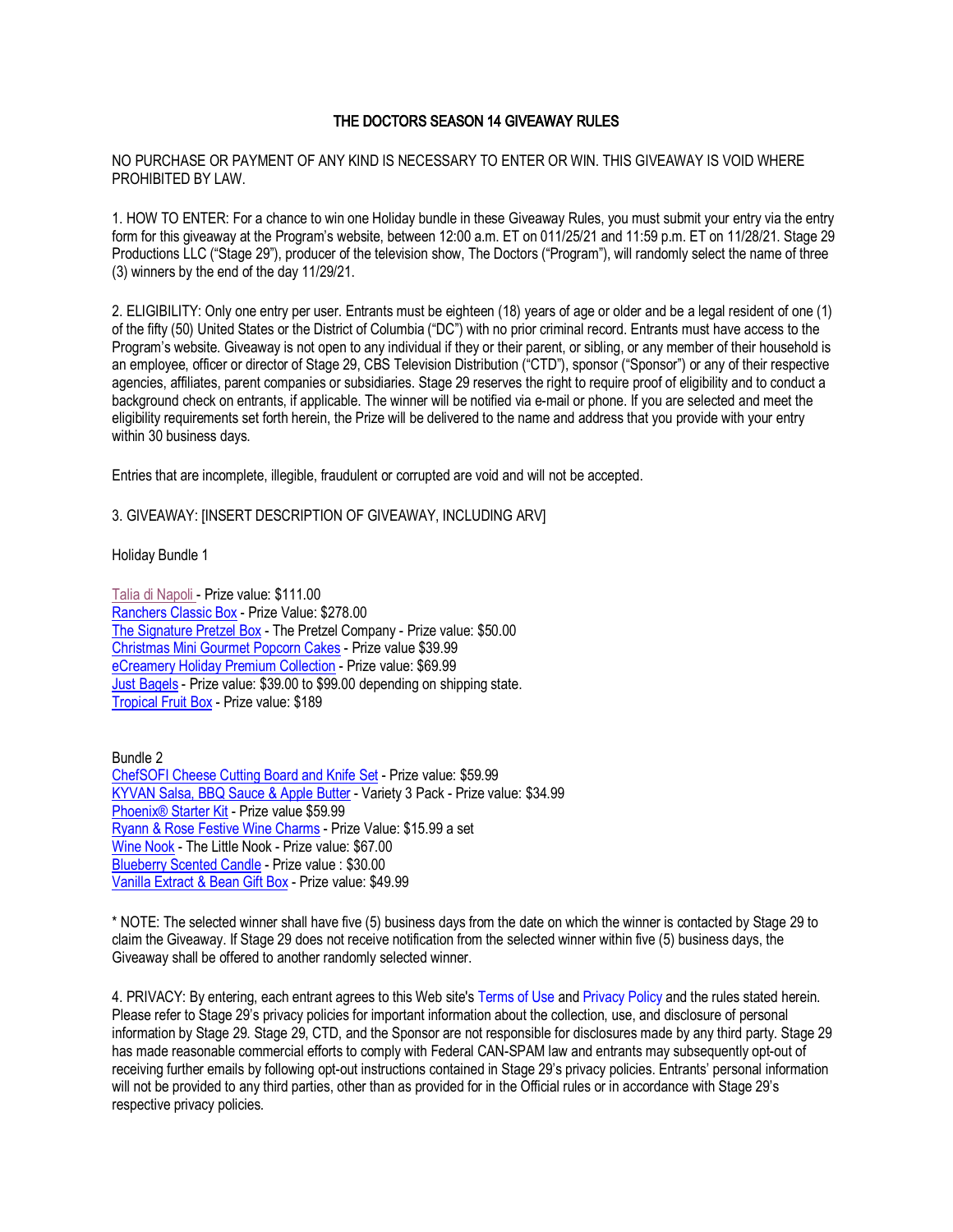# THE DOCTORS SEASON 14 GIVEAWAY RULES

NO PURCHASE OR PAYMENT OF ANY KIND IS NECESSARY TO ENTER OR WIN. THIS GIVEAWAY IS VOID WHERE PROHIBITED BY LAW.

1. HOW TO ENTER: For a chance to win one Holiday bundle in these Giveaway Rules, you must submit your entry via the entry form for this giveaway at the Program's website, between 12:00 a.m. ET on 011/25/21 and 11:59 p.m. ET on 11/28/21. Stage 29 Productions LLC ("Stage 29"), producer of the television show, The Doctors ("Program"), will randomly select the name of three (3) winners by the end of the day 11/29/21.

2. ELIGIBILITY: Only one entry per user. Entrants must be eighteen (18) years of age or older and be a legal resident of one (1) of the fifty (50) United States or the District of Columbia ("DC") with no prior criminal record. Entrants must have access to the Program's website. Giveaway is not open to any individual if they or their parent, or sibling, or any member of their household is an employee, officer or director of Stage 29, CBS Television Distribution ("CTD"), sponsor ("Sponsor") or any of their respective agencies, affiliates, parent companies or subsidiaries. Stage 29 reserves the right to require proof of eligibility and to conduct a background check on entrants, if applicable. The winner will be notified via e-mail or phone. If you are selected and meet the eligibility requirements set forth herein, the Prize will be delivered to the name and address that you provide with your entry within 30 business days.

Entries that are incomplete, illegible, fraudulent or corrupted are void and will not be accepted.

3. GIVEAWAY: [INSERT DESCRIPTION OF GIVEAWAY, INCLUDING ARV]

Holiday Bundle 1

Talia di Napoli - Prize value: $111.00
Ranchers Classic Box - Prize Value: $278.00
The Signature Pretzel Box - The Pretzel Company - Prize value: $50.00
Christmas Mini Gourmet Popcorn Cakes - Prize value $39.99
eCreamery Holiday Premium Collection - Prize value: $69.99
Just Bagels - Prize value: $39.00 to $99.00 depending on shipping state.
Tropical Fruit Box - Prize value: $189

Bundle 2
ChefSOFI Cheese Cutting Board and Knife Set - Prize value: $59.99
KYVAN Salsa, BBQ Sauce & Apple Butter - Variety 3 Pack - Prize value: $34.99
Phoenix® Starter Kit - Prize value $59.99
Ryann & Rose Festive Wine Charms - Prize Value: $15.99 a set
Wine Nook - The Little Nook - Prize value: $67.00
Blueberry Scented Candle - Prize value : $30.00
Vanilla Extract & Bean Gift Box - Prize value: $49.99

* NOTE: The selected winner shall have five (5) business days from the date on which the winner is contacted by Stage 29 to claim the Giveaway. If Stage 29 does not receive notification from the selected winner within five (5) business days, the Giveaway shall be offered to another randomly selected winner.

4. PRIVACY: By entering, each entrant agrees to this Web site's Terms of Use and Privacy Policy and the rules stated herein. Please refer to Stage 29's privacy policies for important information about the collection, use, and disclosure of personal information by Stage 29. Stage 29, CTD, and the Sponsor are not responsible for disclosures made by any third party. Stage 29 has made reasonable commercial efforts to comply with Federal CAN-SPAM law and entrants may subsequently opt-out of receiving further emails by following opt-out instructions contained in Stage 29's privacy policies. Entrants' personal information will not be provided to any third parties, other than as provided for in the Official rules or in accordance with Stage 29's respective privacy policies.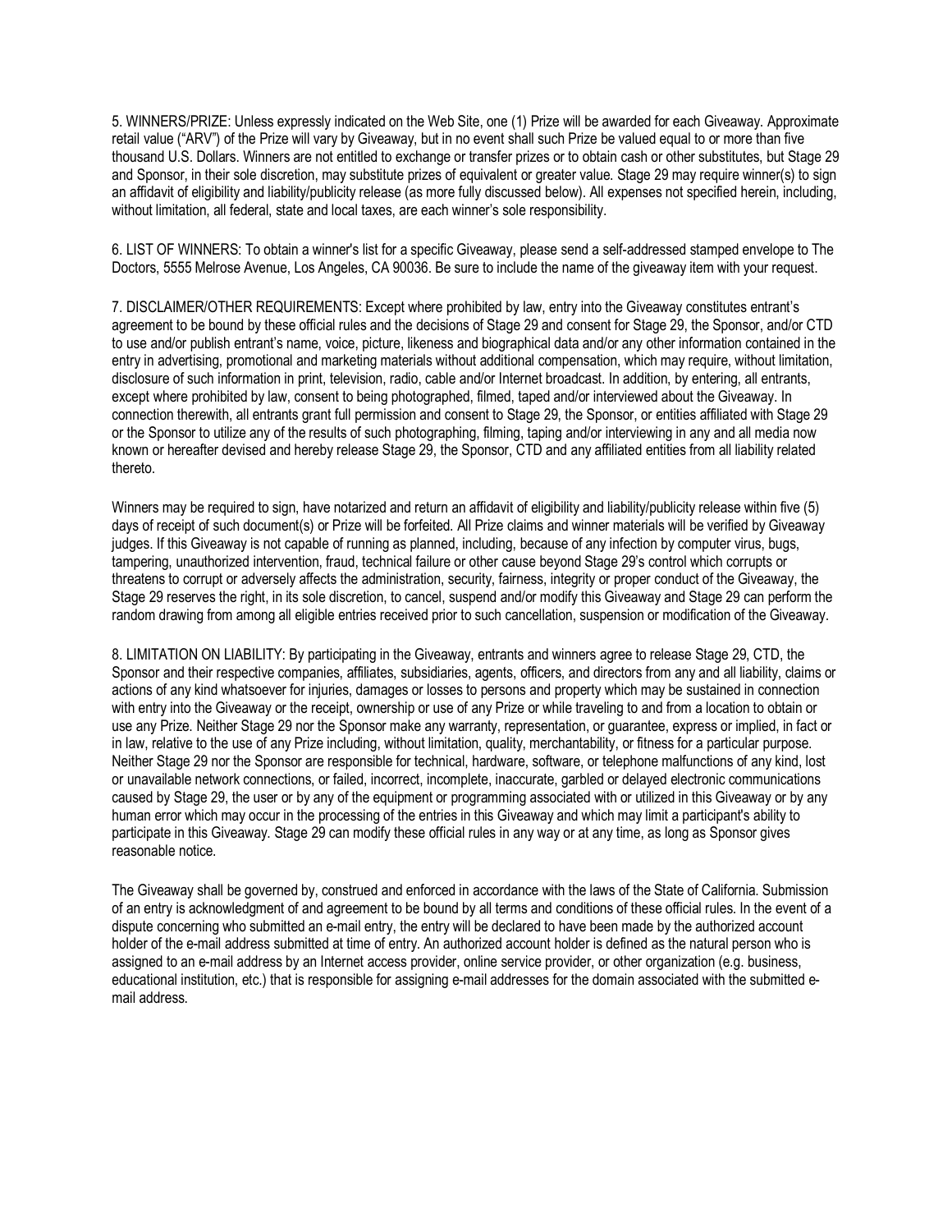5. WINNERS/PRIZE: Unless expressly indicated on the Web Site, one (1) Prize will be awarded for each Giveaway. Approximate retail value ("ARV") of the Prize will vary by Giveaway, but in no event shall such Prize be valued equal to or more than five thousand U.S. Dollars. Winners are not entitled to exchange or transfer prizes or to obtain cash or other substitutes, but Stage 29 and Sponsor, in their sole discretion, may substitute prizes of equivalent or greater value. Stage 29 may require winner(s) to sign an affidavit of eligibility and liability/publicity release (as more fully discussed below). All expenses not specified herein, including, without limitation, all federal, state and local taxes, are each winner's sole responsibility.

6. LIST OF WINNERS: To obtain a winner's list for a specific Giveaway, please send a self-addressed stamped envelope to The Doctors, 5555 Melrose Avenue, Los Angeles, CA 90036. Be sure to include the name of the giveaway item with your request.

7. DISCLAIMER/OTHER REQUIREMENTS: Except where prohibited by law, entry into the Giveaway constitutes entrant's agreement to be bound by these official rules and the decisions of Stage 29 and consent for Stage 29, the Sponsor, and/or CTD to use and/or publish entrant's name, voice, picture, likeness and biographical data and/or any other information contained in the entry in advertising, promotional and marketing materials without additional compensation, which may require, without limitation, disclosure of such information in print, television, radio, cable and/or Internet broadcast. In addition, by entering, all entrants, except where prohibited by law, consent to being photographed, filmed, taped and/or interviewed about the Giveaway. In connection therewith, all entrants grant full permission and consent to Stage 29, the Sponsor, or entities affiliated with Stage 29 or the Sponsor to utilize any of the results of such photographing, filming, taping and/or interviewing in any and all media now known or hereafter devised and hereby release Stage 29, the Sponsor, CTD and any affiliated entities from all liability related thereto.

Winners may be required to sign, have notarized and return an affidavit of eligibility and liability/publicity release within five (5) days of receipt of such document(s) or Prize will be forfeited. All Prize claims and winner materials will be verified by Giveaway judges. If this Giveaway is not capable of running as planned, including, because of any infection by computer virus, bugs, tampering, unauthorized intervention, fraud, technical failure or other cause beyond Stage 29's control which corrupts or threatens to corrupt or adversely affects the administration, security, fairness, integrity or proper conduct of the Giveaway, the Stage 29 reserves the right, in its sole discretion, to cancel, suspend and/or modify this Giveaway and Stage 29 can perform the random drawing from among all eligible entries received prior to such cancellation, suspension or modification of the Giveaway.

8. LIMITATION ON LIABILITY: By participating in the Giveaway, entrants and winners agree to release Stage 29, CTD, the Sponsor and their respective companies, affiliates, subsidiaries, agents, officers, and directors from any and all liability, claims or actions of any kind whatsoever for injuries, damages or losses to persons and property which may be sustained in connection with entry into the Giveaway or the receipt, ownership or use of any Prize or while traveling to and from a location to obtain or use any Prize. Neither Stage 29 nor the Sponsor make any warranty, representation, or guarantee, express or implied, in fact or in law, relative to the use of any Prize including, without limitation, quality, merchantability, or fitness for a particular purpose. Neither Stage 29 nor the Sponsor are responsible for technical, hardware, software, or telephone malfunctions of any kind, lost or unavailable network connections, or failed, incorrect, incomplete, inaccurate, garbled or delayed electronic communications caused by Stage 29, the user or by any of the equipment or programming associated with or utilized in this Giveaway or by any human error which may occur in the processing of the entries in this Giveaway and which may limit a participant's ability to participate in this Giveaway. Stage 29 can modify these official rules in any way or at any time, as long as Sponsor gives reasonable notice.

The Giveaway shall be governed by, construed and enforced in accordance with the laws of the State of California. Submission of an entry is acknowledgment of and agreement to be bound by all terms and conditions of these official rules. In the event of a dispute concerning who submitted an e-mail entry, the entry will be declared to have been made by the authorized account holder of the e-mail address submitted at time of entry. An authorized account holder is defined as the natural person who is assigned to an e-mail address by an Internet access provider, online service provider, or other organization (e.g. business, educational institution, etc.) that is responsible for assigning e-mail addresses for the domain associated with the submitted e-mail address.